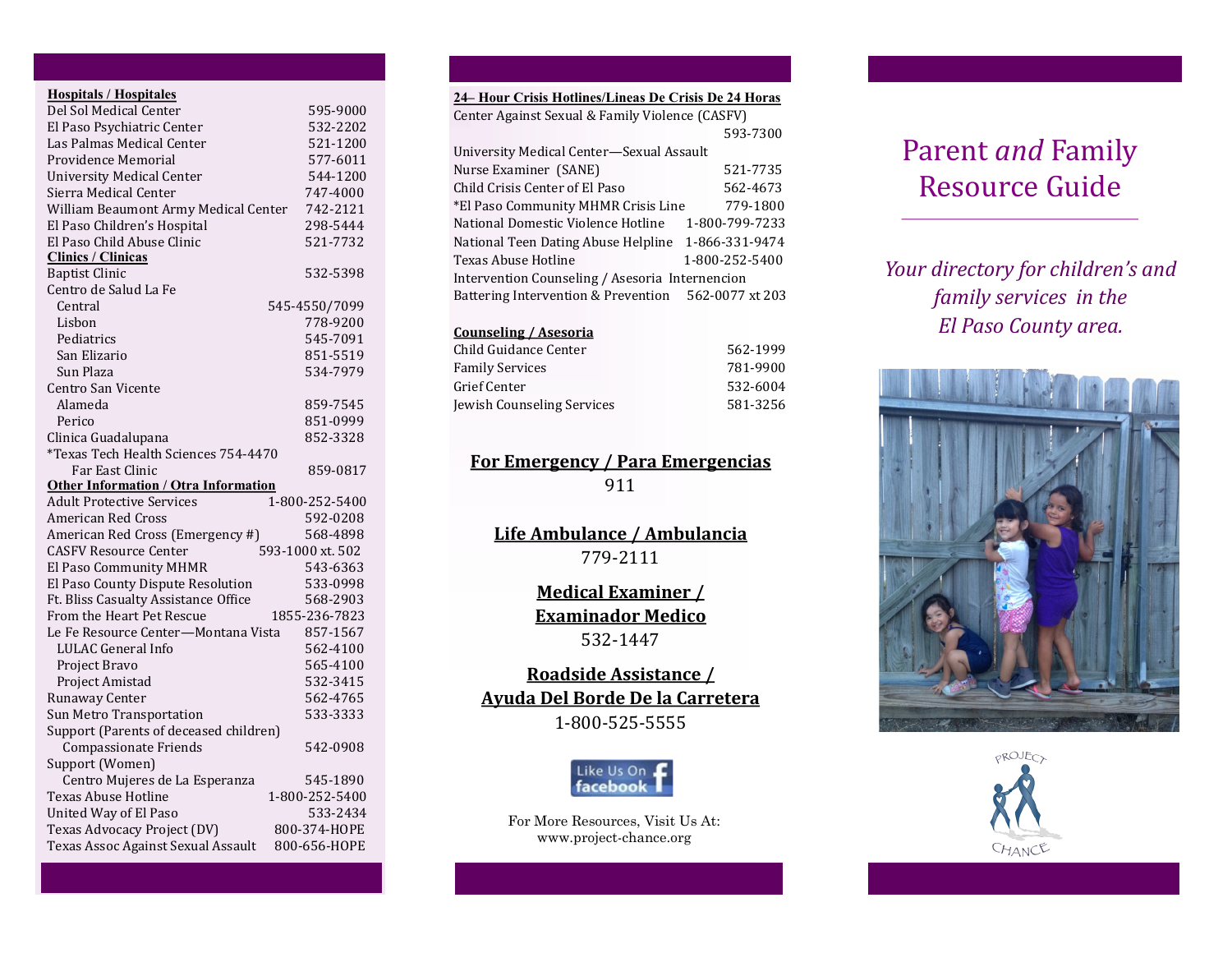## Hospitals / Hospitales

| | |
|---|---|
| Del Sol Medical Center | 595-9000 |
| El Paso Psychiatric Center | 532-2202 |
| Las Palmas Medical Center | 521-1200 |
| Providence Memorial | 577-6011 |
| University Medical Center | 544-1200 |
| Sierra Medical Center | 747-4000 |
| William Beaumont Army Medical Center | 742-2121 |
| El Paso Children's Hospital | 298-5444 |
| El Paso Child Abuse Clinic | 521-7732 |

## Clinics / Clinicas

| | |
|---|---|
| Baptist Clinic | 532-5398 |
| Centro de Salud La Fe | |
| Central | 545-4550/7099 |
| Lisbon | 778-9200 |
| Pediatrics | 545-7091 |
| San Elizario | 851-5519 |
| Sun Plaza | 534-7979 |
| Centro San Vicente | |
| Alameda | 859-7545 |
| Perico | 851-0999 |
| Clinica Guadalupana | 852-3328 |
| *Texas Tech Health Sciences 754-4470 | |
| Far East Clinic | 859-0817 |

## Other Information / Otra Information

| | |
|---|---|
| Adult Protective Services | 1-800-252-5400 |
| American Red Cross | 592-0208 |
| American Red Cross (Emergency #) | 568-4898 |
| CASFV Resource Center | 593-1000 xt. 502 |
| El Paso Community MHMR | 543-6363 |
| El Paso County Dispute Resolution | 533-0998 |
| Ft. Bliss Casualty Assistance Office | 568-2903 |
| From the Heart Pet Rescue | 1855-236-7823 |
| Le Fe Resource Center—Montana Vista | 857-1567 |
| LULAC General Info | 562-4100 |
| Project Bravo | 565-4100 |
| Project Amistad | 532-3415 |
| Runaway Center | 562-4765 |
| Sun Metro Transportation | 533-3333 |
| Support (Parents of deceased children) | |
| Compassionate Friends | 542-0908 |
| Support (Women) | |
| Centro Mujeres de La Esperanza | 545-1890 |
| Texas Abuse Hotline | 1-800-252-5400 |
| United Way of El Paso | 533-2434 |
| Texas Advocacy Project (DV) | 800-374-HOPE |
| Texas Assoc Against Sexual Assault | 800-656-HOPE |

## 24– Hour Crisis Hotlines/Lineas De Crisis De 24 Horas

| | |
|---|---|
| Center Against Sexual & Family Violence (CASFV) | 593-7300 |
| University Medical Center—Sexual Assault Nurse Examiner (SANE) | 521-7735 |
| Child Crisis Center of El Paso | 562-4673 |
| *El Paso Community MHMR Crisis Line | 779-1800 |
| National Domestic Violence Hotline | 1-800-799-7233 |
| National Teen Dating Abuse Helpline | 1-866-331-9474 |
| Texas Abuse Hotline | 1-800-252-5400 |
| Intervention Counseling / Asesoria Internencion Battering Intervention & Prevention | 562-0077 xt 203 |

## Counseling / Asesoria

| | |
|---|---|
| Child Guidance Center | 562-1999 |
| Family Services | 781-9900 |
| Grief Center | 532-6004 |
| Jewish Counseling Services | 581-3256 |

**For Emergency / Para Emergencias**
911

**Life Ambulance / Ambulancia**
779-2111

**Medical Examiner / Examinador Medico**
532-1447

**Roadside Assistance / Ayuda Del Borde De la Carretera**
1-800-525-5555

Like Us On facebook

For More Resources, Visit Us At:
www.project-chance.org

# Parent *and* Family Resource Guide

*Your directory for children's and family services in the El Paso County area.*

PROJECT CHANCE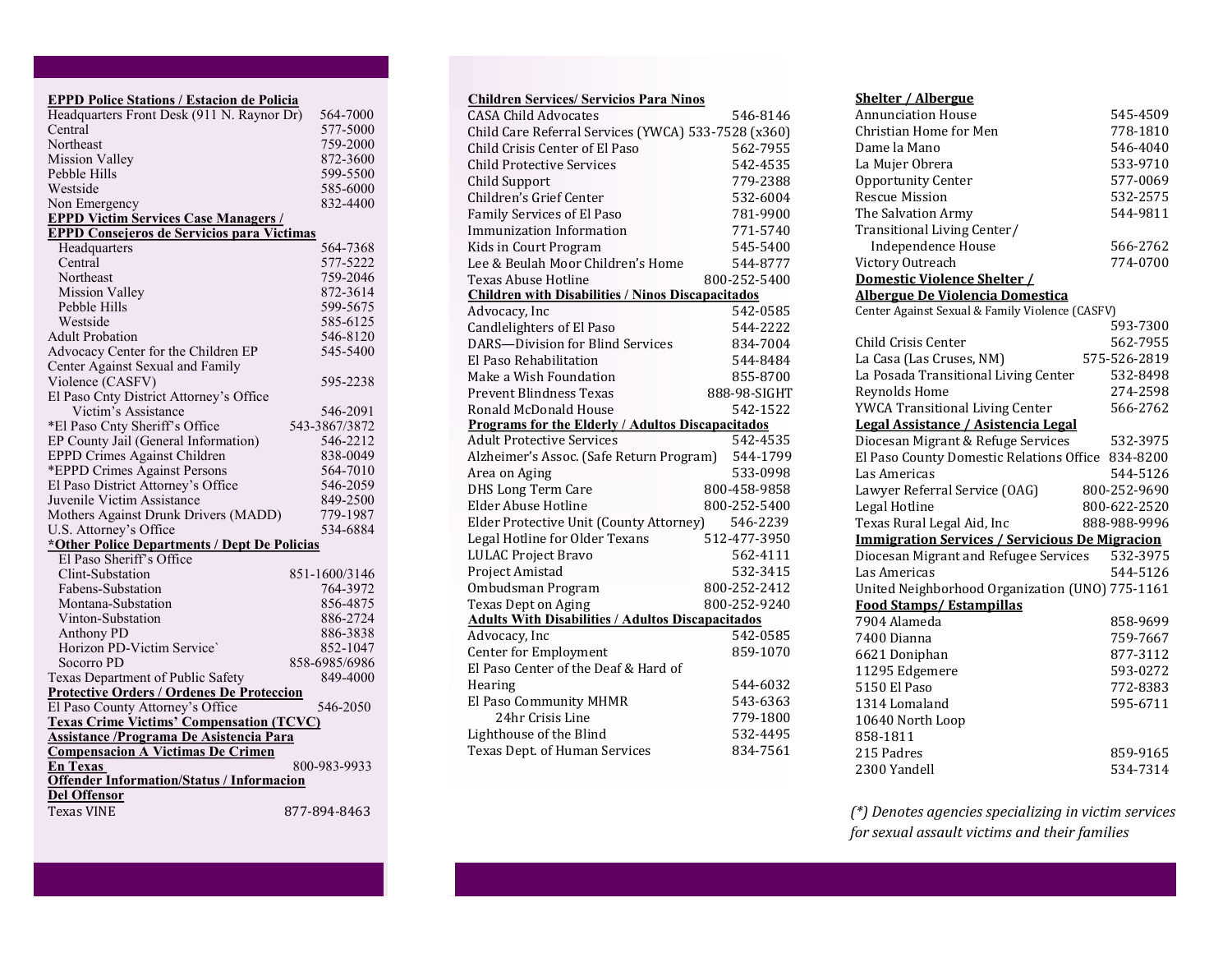**EPPD Police Stations / Estacion de Policia**

| | |
|---|---|
| Headquarters Front Desk (911 N. Raynor Dr) | 564-7000 |
| Central | 577-5000 |
| Northeast | 759-2000 |
| Mission Valley | 872-3600 |
| Pebble Hills | 599-5500 |
| Westside | 585-6000 |
| Non Emergency | 832-4400 |

**EPPD Victim Services Case Managers / EPPD Consejeros de Servicios para Victimas**

| | |
|---|---|
| Headquarters | 564-7368 |
| Central | 577-5222 |
| Northeast | 759-2046 |
| Mission Valley | 872-3614 |
| Pebble Hills | 599-5675 |
| Westside | 585-6125 |
| Adult Probation | 546-8120 |
| Advocacy Center for the Children EP | 545-5400 |
| Center Against Sexual and Family Violence (CASFV) | 595-2238 |
| El Paso Cnty District Attorney's Office Victim's Assistance | 546-2091 |
| *El Paso Cnty Sheriff's Office | 543-3867/3872 |
| EP County Jail (General Information) | 546-2212 |
| EPPD Crimes Against Children | 838-0049 |
| *EPPD Crimes Against Persons | 564-7010 |
| El Paso District Attorney's Office | 546-2059 |
| Juvenile Victim Assistance | 849-2500 |
| Mothers Against Drunk Drivers (MADD) | 779-1987 |
| U.S. Attorney's Office | 534-6884 |

**\*Other Police Departments / Dept De Policias**

| | |
|---|---|
| El Paso Sheriff's Office | |
| Clint-Substation | 851-1600/3146 |
| Fabens-Substation | 764-3972 |
| Montana-Substation | 856-4875 |
| Vinton-Substation | 886-2724 |
| Anthony PD | 886-3838 |
| Horizon PD-Victim Service` | 852-1047 |
| Socorro PD | 858-6985/6986 |
| Texas Department of Public Safety | 849-4000 |

**Protective Orders / Ordenes De Proteccion**

| | |
|---|---|
| El Paso County Attorney's Office | 546-2050 |

**Texas Crime Victims' Compensation (TCVC) Assistance /Programa De Asistencia Para Compensacion A Victimas De Crimen En Texas** 800-983-9933

**Offender Information/Status / Informacion Del Offensor**

| | |
|---|---|
| Texas VINE | 877-894-8463 |

**Children Services/ Servicios Para Ninos**

| | |
|---|---|
| CASA Child Advocates | 546-8146 |
| Child Care Referral Services (YWCA) | 533-7528 (x360) |
| Child Crisis Center of El Paso | 562-7955 |
| Child Protective Services | 542-4535 |
| Child Support | 779-2388 |
| Children's Grief Center | 532-6004 |
| Family Services of El Paso | 781-9900 |
| Immunization Information | 771-5740 |
| Kids in Court Program | 545-5400 |
| Lee & Beulah Moor Children's Home | 544-8777 |
| Texas Abuse Hotline | 800-252-5400 |

**Children with Disabilities / Ninos Discapacitados**

| | |
|---|---|
| Advocacy, Inc | 542-0585 |
| Candlelighters of El Paso | 544-2222 |
| DARS—Division for Blind Services | 834-7004 |
| El Paso Rehabilitation | 544-8484 |
| Make a Wish Foundation | 855-8700 |
| Prevent Blindness Texas | 888-98-SIGHT |
| Ronald McDonald House | 542-1522 |

**Programs for the Elderly / Adultos Discapacitados**

| | |
|---|---|
| Adult Protective Services | 542-4535 |
| Alzheimer's Assoc. (Safe Return Program) | 544-1799 |
| Area on Aging | 533-0998 |
| DHS Long Term Care | 800-458-9858 |
| Elder Abuse Hotline | 800-252-5400 |
| Elder Protective Unit (County Attorney) | 546-2239 |
| Legal Hotline for Older Texans | 512-477-3950 |
| LULAC Project Bravo | 562-4111 |
| Project Amistad | 532-3415 |
| Ombudsman Program | 800-252-2412 |
| Texas Dept on Aging | 800-252-9240 |

**Adults With Disabilities / Adultos Discapacitados**

| | |
|---|---|
| Advocacy, Inc | 542-0585 |
| Center for Employment | 859-1070 |
| El Paso Center of the Deaf & Hard of Hearing | 544-6032 |
| El Paso Community MHMR | 543-6363 |
| 24hr Crisis Line | 779-1800 |
| Lighthouse of the Blind | 532-4495 |
| Texas Dept. of Human Services | 834-7561 |

**Shelter / Albergue**

| | |
|---|---|
| Annunciation House | 545-4509 |
| Christian Home for Men | 778-1810 |
| Dame la Mano | 546-4040 |
| La Mujer Obrera | 533-9710 |
| Opportunity Center | 577-0069 |
| Rescue Mission | 532-2575 |
| The Salvation Army | 544-9811 |
| Transitional Living Center/ Independence House | 566-2762 |
| Victory Outreach | 774-0700 |

**Domestic Violence Shelter / Albergue De Violencia Domestica**

| | |
|---|---|
| Center Against Sexual & Family Violence (CASFV) | 593-7300 |
| Child Crisis Center | 562-7955 |
| La Casa (Las Cruses, NM) | 575-526-2819 |
| La Posada Transitional Living Center | 532-8498 |
| Reynolds Home | 274-2598 |
| YWCA Transitional Living Center | 566-2762 |

**Legal Assistance / Asistencia Legal**

| | |
|---|---|
| Diocesan Migrant & Refuge Services | 532-3975 |
| El Paso County Domestic Relations Office | 834-8200 |
| Las Americas | 544-5126 |
| Lawyer Referral Service (OAG) | 800-252-9690 |
| Legal Hotline | 800-622-2520 |
| Texas Rural Legal Aid, Inc | 888-988-9996 |

**Immigration Services / Servicious De Migracion**

| | |
|---|---|
| Diocesan Migrant and Refugee Services | 532-3975 |
| Las Americas | 544-5126 |
| United Neighborhood Organization (UNO) | 775-1161 |

**Food Stamps/ Estampillas**

| | |
|---|---|
| 7904 Alameda | 858-9699 |
| 7400 Dianna | 759-7667 |
| 6621 Doniphan | 877-3112 |
| 11295 Edgemere | 593-0272 |
| 5150 El Paso | 772-8383 |
| 1314 Lomaland | 595-6711 |
| 10640 North Loop | 858-1811 |
| 215 Padres | 859-9165 |
| 2300 Yandell | 534-7314 |

*(\*) Denotes agencies specializing in victim services for sexual assault victims and their families*